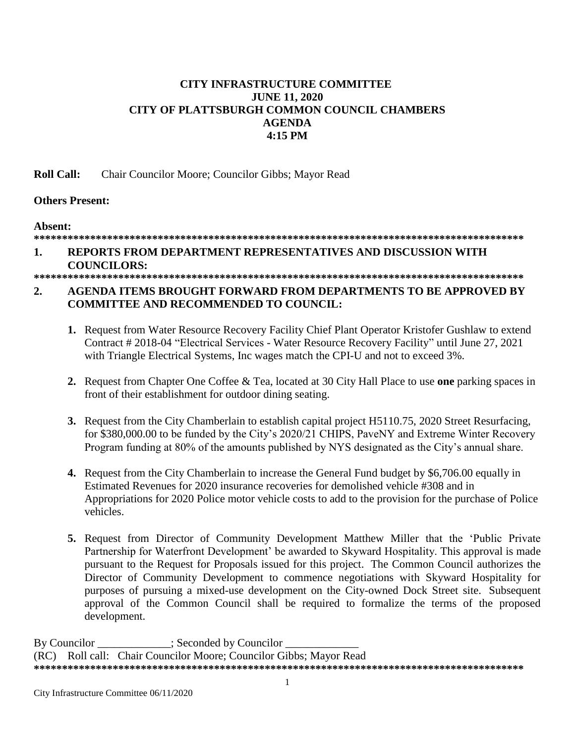**CITY INFRASTRUCTURE COMMITTEE**
**JUNE 11, 2020**
**CITY OF PLATTSBURGH COMMON COUNCIL CHAMBERS**
**AGENDA**
**4:15 PM**

**Roll Call:** Chair Councilor Moore; Councilor Gibbs; Mayor Read

**Others Present:**

**Absent:**

**************************************************************************************

**1. REPORTS FROM DEPARTMENT REPRESENTATIVES AND DISCUSSION WITH COUNCILORS:**

**************************************************************************************

**2. AGENDA ITEMS BROUGHT FORWARD FROM DEPARTMENTS TO BE APPROVED BY COMMITTEE AND RECOMMENDED TO COUNCIL:**

1. Request from Water Resource Recovery Facility Chief Plant Operator Kristofer Gushlaw to extend Contract # 2018-04 "Electrical Services - Water Resource Recovery Facility" until June 27, 2021 with Triangle Electrical Systems, Inc wages match the CPI-U and not to exceed 3%.

2. Request from Chapter One Coffee & Tea, located at 30 City Hall Place to use **one** parking spaces in front of their establishment for outdoor dining seating.

3. Request from the City Chamberlain to establish capital project H5110.75, 2020 Street Resurfacing, for $380,000.00 to be funded by the City's 2020/21 CHIPS, PaveNY and Extreme Winter Recovery Program funding at 80% of the amounts published by NYS designated as the City's annual share.

4. Request from the City Chamberlain to increase the General Fund budget by $6,706.00 equally in Estimated Revenues for 2020 insurance recoveries for demolished vehicle #308 and in Appropriations for 2020 Police motor vehicle costs to add to the provision for the purchase of Police vehicles.

5. Request from Director of Community Development Matthew Miller that the 'Public Private Partnership for Waterfront Development' be awarded to Skyward Hospitality. This approval is made pursuant to the Request for Proposals issued for this project. The Common Council authorizes the Director of Community Development to commence negotiations with Skyward Hospitality for purposes of pursuing a mixed-use development on the City-owned Dock Street site. Subsequent approval of the Common Council shall be required to formalize the terms of the proposed development.

By Councilor _____________; Seconded by Councilor _____________
(RC) Roll call: Chair Councilor Moore; Councilor Gibbs; Mayor Read

**************************************************************************************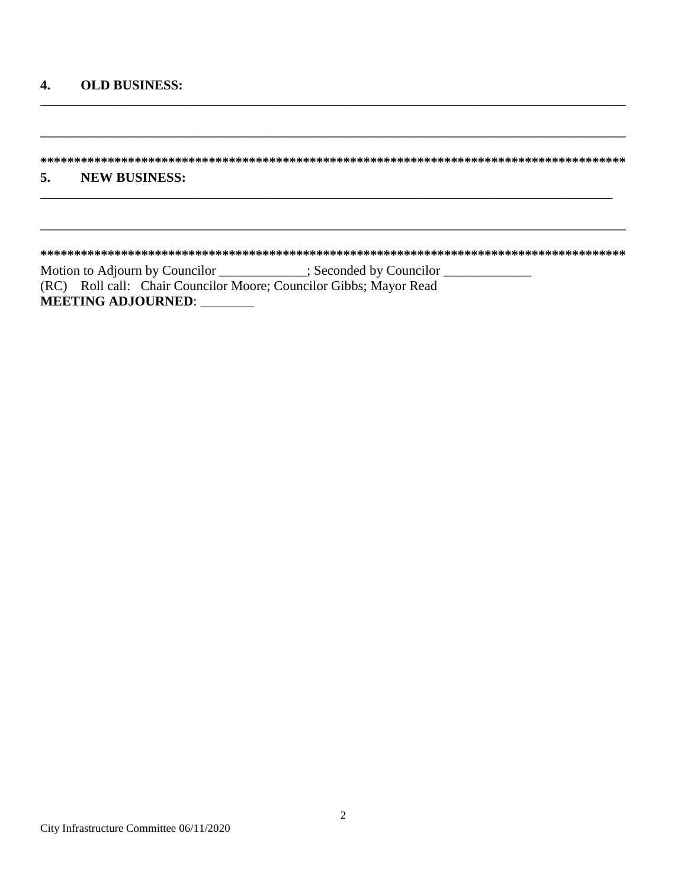## 4. OLD BUSINESS:

________________________________________________________________________________________________

________________________________________________________________________________________________

*******************************************************************************************

## 5. NEW BUSINESS:

______________________________________________________________________________________________

________________________________________________________________________________________________

*******************************************************************************************

Motion to Adjourn by Councilor _____________; Seconded by Councilor _____________
(RC) Roll call: Chair Councilor Moore; Councilor Gibbs; Mayor Read
**MEETING ADJOURNED**: ________